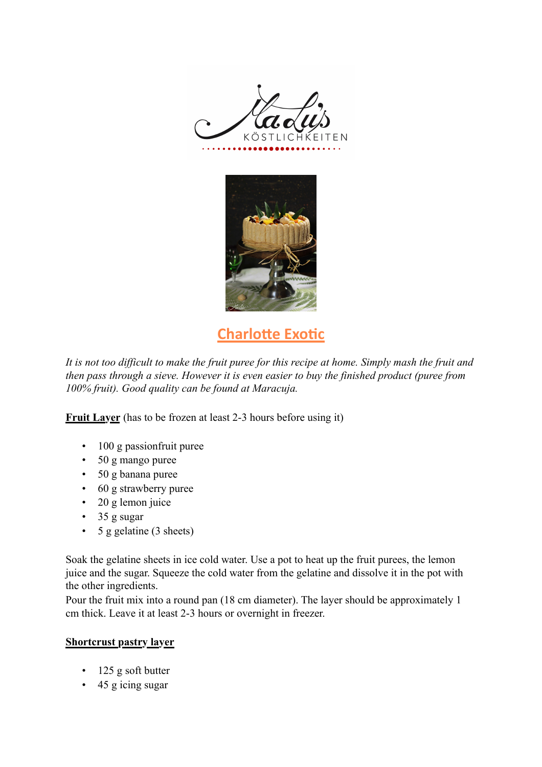# Charlotte Exotic

*It is not too difficult to make the fruit puree for this recipe at home. Simply mash the fruit and then pass through a sieve. However it is even easier to buy the finished product (puree from 100% fruit). Good quality can be found at Maracuja.*

**Fruit Layer** (has to be frozen at least 2-3 hours before using it)

- 100 g passionfruit puree
- 50 g mango puree
- 50 g banana puree
- 60 g strawberry puree
- 20 g lemon juice
- 35 g sugar
- 5 g gelatine (3 sheets)

Soak the gelatine sheets in ice cold water. Use a pot to heat up the fruit purees, the lemon juice and the sugar. Squeeze the cold water from the gelatine and dissolve it in the pot with the other ingredients.
Pour the fruit mix into a round pan (18 cm diameter). The layer should be approximately 1 cm thick. Leave it at least 2-3 hours or overnight in freezer.

**Shortcrust pastry layer**

- 125 g soft butter
- 45 g icing sugar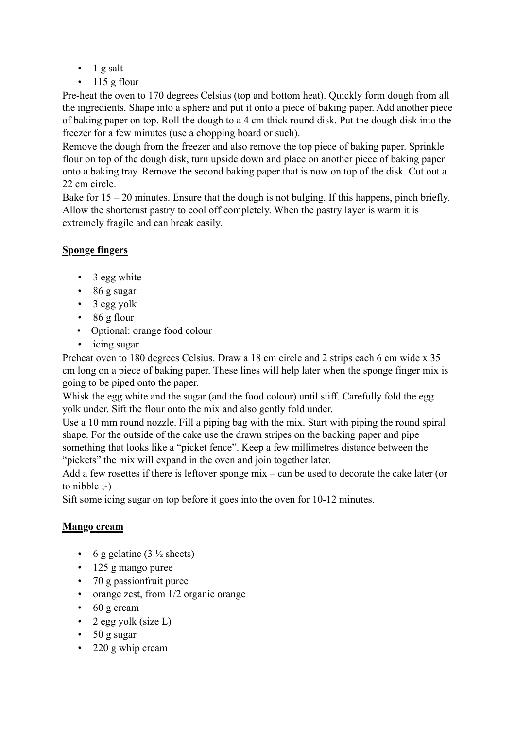- 1 g salt
- 115 g flour

Pre-heat the oven to 170 degrees Celsius (top and bottom heat). Quickly form dough from all the ingredients. Shape into a sphere and put it onto a piece of baking paper. Add another piece of baking paper on top. Roll the dough to a 4 cm thick round disk. Put the dough disk into the freezer for a few minutes (use a chopping board or such).

Remove the dough from the freezer and also remove the top piece of baking paper. Sprinkle flour on top of the dough disk, turn upside down and place on another piece of baking paper onto a baking tray. Remove the second baking paper that is now on top of the disk. Cut out a 22 cm circle.

Bake for 15 – 20 minutes. Ensure that the dough is not bulging. If this happens, pinch briefly. Allow the shortcrust pastry to cool off completely. When the pastry layer is warm it is extremely fragile and can break easily.

**<u>Sponge fingers</u>**

- 3 egg white
- 86 g sugar
- 3 egg yolk
- 86 g flour
- Optional: orange food colour
- icing sugar

Preheat oven to 180 degrees Celsius. Draw a 18 cm circle and 2 strips each 6 cm wide x 35 cm long on a piece of baking paper. These lines will help later when the sponge finger mix is going to be piped onto the paper.

Whisk the egg white and the sugar (and the food colour) until stiff. Carefully fold the egg yolk under. Sift the flour onto the mix and also gently fold under.

Use a 10 mm round nozzle. Fill a piping bag with the mix. Start with piping the round spiral shape. For the outside of the cake use the drawn stripes on the backing paper and pipe something that looks like a "picket fence". Keep a few millimetres distance between the "pickets" the mix will expand in the oven and join together later.

Add a few rosettes if there is leftover sponge mix – can be used to decorate the cake later (or to nibble ;-)

Sift some icing sugar on top before it goes into the oven for 10-12 minutes.

**<u>Mango cream</u>**

- 6 g gelatine (3 ½ sheets)
- 125 g mango puree
- 70 g passionfruit puree
- orange zest, from 1/2 organic orange
- 60 g cream
- 2 egg yolk (size L)
- 50 g sugar
- 220 g whip cream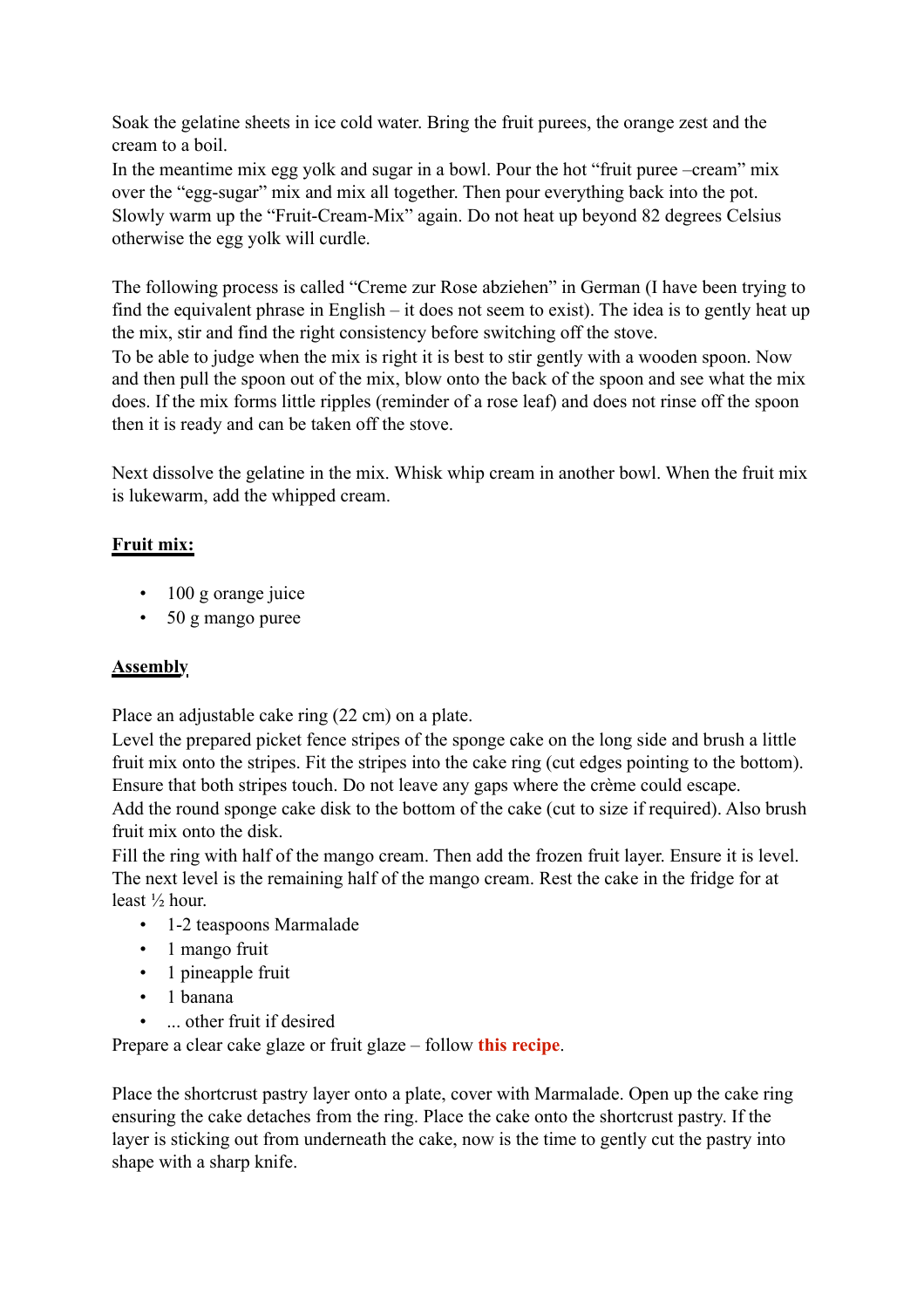Soak the gelatine sheets in ice cold water. Bring the fruit purees, the orange zest and the cream to a boil.

In the meantime mix egg yolk and sugar in a bowl. Pour the hot "fruit puree –cream" mix over the "egg-sugar" mix and mix all together. Then pour everything back into the pot. Slowly warm up the "Fruit-Cream-Mix" again. Do not heat up beyond 82 degrees Celsius otherwise the egg yolk will curdle.

The following process is called "Creme zur Rose abziehen" in German (I have been trying to find the equivalent phrase in English – it does not seem to exist). The idea is to gently heat up the mix, stir and find the right consistency before switching off the stove.

To be able to judge when the mix is right it is best to stir gently with a wooden spoon. Now and then pull the spoon out of the mix, blow onto the back of the spoon and see what the mix does. If the mix forms little ripples (reminder of a rose leaf) and does not rinse off the spoon then it is ready and can be taken off the stove.

Next dissolve the gelatine in the mix. Whisk whip cream in another bowl. When the fruit mix is lukewarm, add the whipped cream.

**Fruit mix:**

- 100 g orange juice
- 50 g mango puree

**Assembly**

Place an adjustable cake ring (22 cm) on a plate.

Level the prepared picket fence stripes of the sponge cake on the long side and brush a little fruit mix onto the stripes. Fit the stripes into the cake ring (cut edges pointing to the bottom). Ensure that both stripes touch. Do not leave any gaps where the crème could escape.

Add the round sponge cake disk to the bottom of the cake (cut to size if required). Also brush fruit mix onto the disk.

Fill the ring with half of the mango cream. Then add the frozen fruit layer. Ensure it is level. The next level is the remaining half of the mango cream. Rest the cake in the fridge for at least ½ hour.

- 1-2 teaspoons Marmalade
- 1 mango fruit
- 1 pineapple fruit
- 1 banana
- ... other fruit if desired

Prepare a clear cake glaze or fruit glaze – follow **this recipe**.

Place the shortcrust pastry layer onto a plate, cover with Marmalade. Open up the cake ring ensuring the cake detaches from the ring. Place the cake onto the shortcrust pastry. If the layer is sticking out from underneath the cake, now is the time to gently cut the pastry into shape with a sharp knife.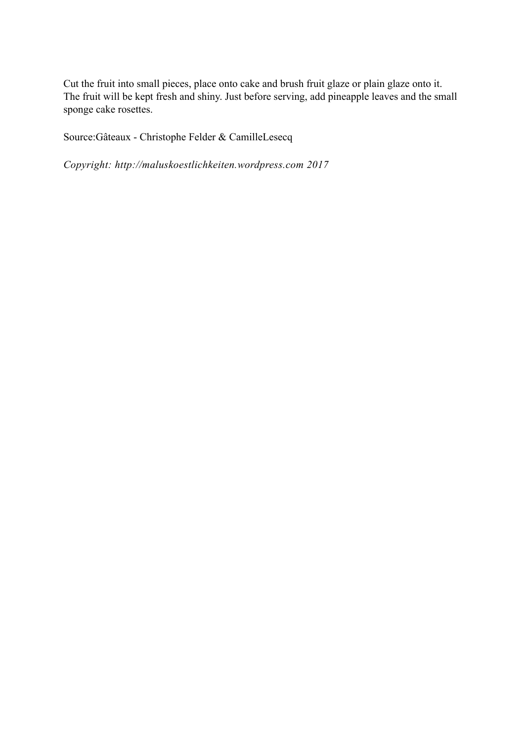Cut the fruit into small pieces, place onto cake and brush fruit glaze or plain glaze onto it. The fruit will be kept fresh and shiny. Just before serving, add pineapple leaves and the small sponge cake rosettes.

Source:Gâteaux - Christophe Felder & CamilleLesecq

*Copyright: http://maluskoestlichkeiten.wordpress.com 2017*